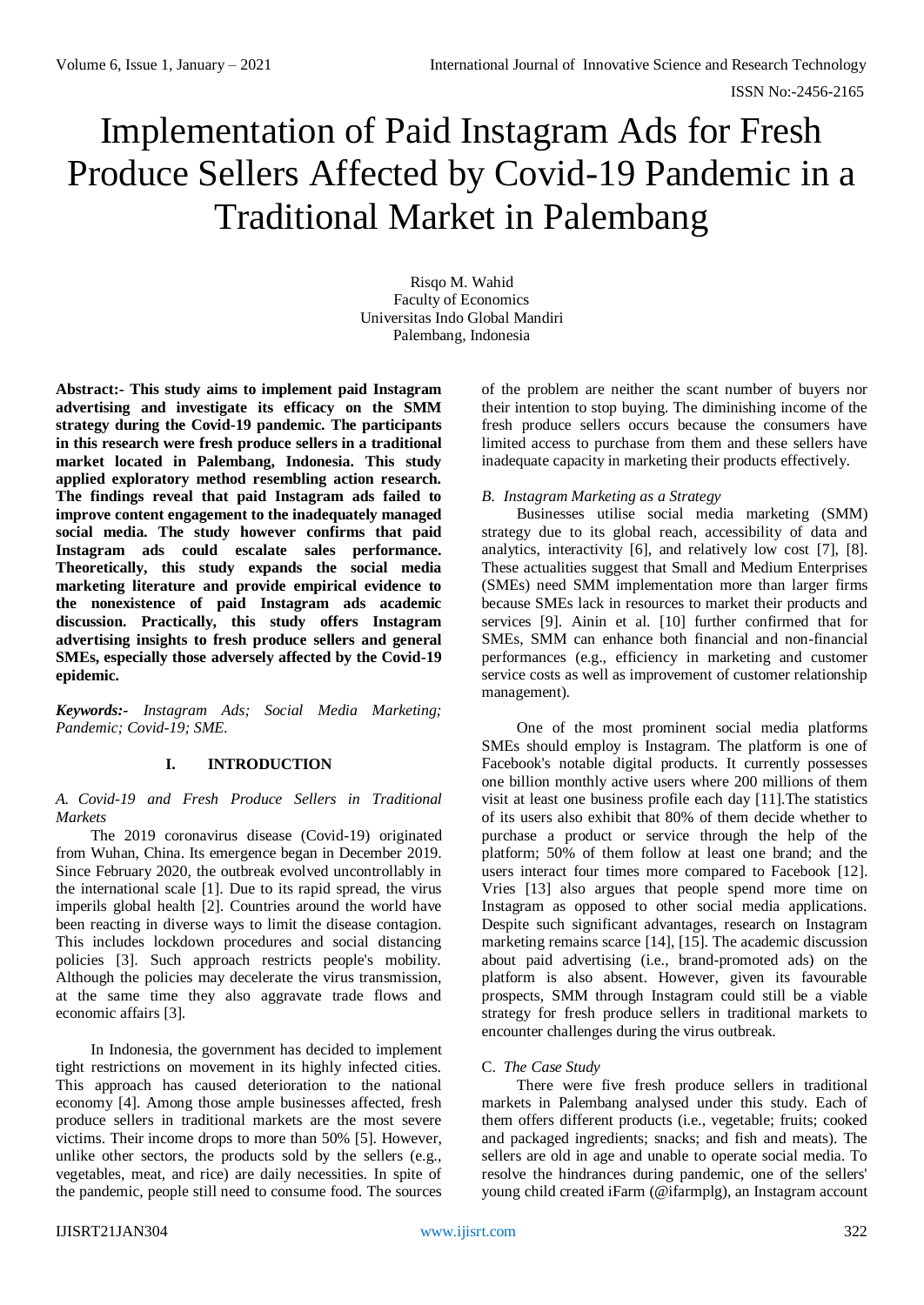# Implementation of Paid Instagram Ads for Fresh Produce Sellers Affected by Covid-19 Pandemic in a Traditional Market in Palembang

Risqo M. Wahid
Faculty of Economics
Universitas Indo Global Mandiri
Palembang, Indonesia

**Abstract:- This study aims to implement paid Instagram advertising and investigate its efficacy on the SMM strategy during the Covid-19 pandemic. The participants in this research were fresh produce sellers in a traditional market located in Palembang, Indonesia. This study applied exploratory method resembling action research. The findings reveal that paid Instagram ads failed to improve content engagement to the inadequately managed social media. The study however confirms that paid Instagram ads could escalate sales performance. Theoretically, this study expands the social media marketing literature and provide empirical evidence to the nonexistence of paid Instagram ads academic discussion. Practically, this study offers Instagram advertising insights to fresh produce sellers and general SMEs, especially those adversely affected by the Covid-19 epidemic.**

***Keywords:-*** *Instagram Ads; Social Media Marketing; Pandemic; Covid-19; SME.*

## I. INTRODUCTION

### *A. Covid-19 and Fresh Produce Sellers in Traditional Markets*

The 2019 coronavirus disease (Covid-19) originated from Wuhan, China. Its emergence began in December 2019. Since February 2020, the outbreak evolved uncontrollably in the international scale [1]. Due to its rapid spread, the virus imperils global health [2]. Countries around the world have been reacting in diverse ways to limit the disease contagion. This includes lockdown procedures and social distancing policies [3]. Such approach restricts people's mobility. Although the policies may decelerate the virus transmission, at the same time they also aggravate trade flows and economic affairs [3].

In Indonesia, the government has decided to implement tight restrictions on movement in its highly infected cities. This approach has caused deterioration to the national economy [4]. Among those ample businesses affected, fresh produce sellers in traditional markets are the most severe victims. Their income drops to more than 50% [5]. However, unlike other sectors, the products sold by the sellers (e.g., vegetables, meat, and rice) are daily necessities. In spite of the pandemic, people still need to consume food. The sources of the problem are neither the scant number of buyers nor their intention to stop buying. The diminishing income of the fresh produce sellers occurs because the consumers have limited access to purchase from them and these sellers have inadequate capacity in marketing their products effectively.

### *B. Instagram Marketing as a Strategy*

Businesses utilise social media marketing (SMM) strategy due to its global reach, accessibility of data and analytics, interactivity [6], and relatively low cost [7], [8]. These actualities suggest that Small and Medium Enterprises (SMEs) need SMM implementation more than larger firms because SMEs lack in resources to market their products and services [9]. Ainin et al. [10] further confirmed that for SMEs, SMM can enhance both financial and non-financial performances (e.g., efficiency in marketing and customer service costs as well as improvement of customer relationship management).

One of the most prominent social media platforms SMEs should employ is Instagram. The platform is one of Facebook's notable digital products. It currently possesses one billion monthly active users where 200 millions of them visit at least one business profile each day [11].The statistics of its users also exhibit that 80% of them decide whether to purchase a product or service through the help of the platform; 50% of them follow at least one brand; and the users interact four times more compared to Facebook [12]. Vries [13] also argues that people spend more time on Instagram as opposed to other social media applications. Despite such significant advantages, research on Instagram marketing remains scarce [14], [15]. The academic discussion about paid advertising (i.e., brand-promoted ads) on the platform is also absent. However, given its favourable prospects, SMM through Instagram could still be a viable strategy for fresh produce sellers in traditional markets to encounter challenges during the virus outbreak.

### C. *The Case Study*

There were five fresh produce sellers in traditional markets in Palembang analysed under this study. Each of them offers different products (i.e., vegetable; fruits; cooked and packaged ingredients; snacks; and fish and meats). The sellers are old in age and unable to operate social media. To resolve the hindrances during pandemic, one of the sellers' young child created iFarm (@ifarmplg), an Instagram account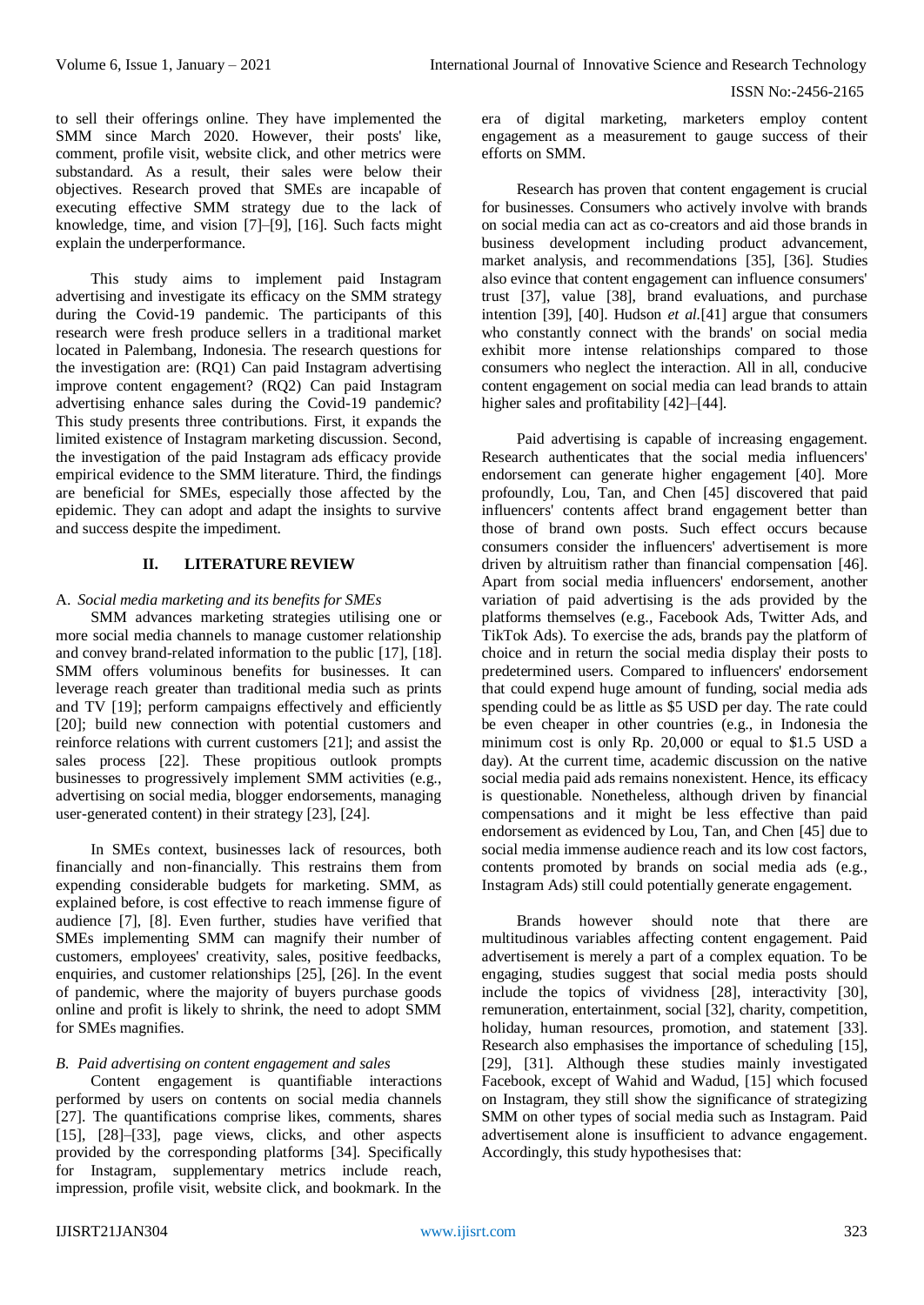to sell their offerings online. They have implemented the SMM since March 2020. However, their posts' like, comment, profile visit, website click, and other metrics were substandard. As a result, their sales were below their objectives. Research proved that SMEs are incapable of executing effective SMM strategy due to the lack of knowledge, time, and vision [7]–[9], [16]. Such facts might explain the underperformance.

This study aims to implement paid Instagram advertising and investigate its efficacy on the SMM strategy during the Covid-19 pandemic. The participants of this research were fresh produce sellers in a traditional market located in Palembang, Indonesia. The research questions for the investigation are: (RQ1) Can paid Instagram advertising improve content engagement? (RQ2) Can paid Instagram advertising enhance sales during the Covid-19 pandemic? This study presents three contributions. First, it expands the limited existence of Instagram marketing discussion. Second, the investigation of the paid Instagram ads efficacy provide empirical evidence to the SMM literature. Third, the findings are beneficial for SMEs, especially those affected by the epidemic. They can adopt and adapt the insights to survive and success despite the impediment.

## II. LITERATURE REVIEW

### A. *Social media marketing and its benefits for SMEs*

SMM advances marketing strategies utilising one or more social media channels to manage customer relationship and convey brand-related information to the public [17], [18]. SMM offers voluminous benefits for businesses. It can leverage reach greater than traditional media such as prints and TV [19]; perform campaigns effectively and efficiently [20]; build new connection with potential customers and reinforce relations with current customers [21]; and assist the sales process [22]. These propitious outlook prompts businesses to progressively implement SMM activities (e.g., advertising on social media, blogger endorsements, managing user-generated content) in their strategy [23], [24].

In SMEs context, businesses lack of resources, both financially and non-financially. This restrains them from expending considerable budgets for marketing. SMM, as explained before, is cost effective to reach immense figure of audience [7], [8]. Even further, studies have verified that SMEs implementing SMM can magnify their number of customers, employees' creativity, sales, positive feedbacks, enquiries, and customer relationships [25], [26]. In the event of pandemic, where the majority of buyers purchase goods online and profit is likely to shrink, the need to adopt SMM for SMEs magnifies.

### B. *Paid advertising on content engagement and sales*

Content engagement is quantifiable interactions performed by users on contents on social media channels [27]. The quantifications comprise likes, comments, shares [15], [28]–[33], page views, clicks, and other aspects provided by the corresponding platforms [34]. Specifically for Instagram, supplementary metrics include reach, impression, profile visit, website click, and bookmark. In the era of digital marketing, marketers employ content engagement as a measurement to gauge success of their efforts on SMM.

Research has proven that content engagement is crucial for businesses. Consumers who actively involve with brands on social media can act as co-creators and aid those brands in business development including product advancement, market analysis, and recommendations [35], [36]. Studies also evince that content engagement can influence consumers' trust [37], value [38], brand evaluations, and purchase intention [39], [40]. Hudson *et al.*[41] argue that consumers who constantly connect with the brands' on social media exhibit more intense relationships compared to those consumers who neglect the interaction. All in all, conducive content engagement on social media can lead brands to attain higher sales and profitability [42]–[44].

Paid advertising is capable of increasing engagement. Research authenticates that the social media influencers' endorsement can generate higher engagement [40]. More profoundly, Lou, Tan, and Chen [45] discovered that paid influencers' contents affect brand engagement better than those of brand own posts. Such effect occurs because consumers consider the influencers' advertisement is more driven by altruitism rather than financial compensation [46]. Apart from social media influencers' endorsement, another variation of paid advertising is the ads provided by the platforms themselves (e.g., Facebook Ads, Twitter Ads, and TikTok Ads). To exercise the ads, brands pay the platform of choice and in return the social media display their posts to predetermined users. Compared to influencers' endorsement that could expend huge amount of funding, social media ads spending could be as little as $5 USD per day. The rate could be even cheaper in other countries (e.g., in Indonesia the minimum cost is only Rp. 20,000 or equal to $1.5 USD a day). At the current time, academic discussion on the native social media paid ads remains nonexistent. Hence, its efficacy is questionable. Nonetheless, although driven by financial compensations and it might be less effective than paid endorsement as evidenced by Lou, Tan, and Chen [45] due to social media immense audience reach and its low cost factors, contents promoted by brands on social media ads (e.g., Instagram Ads) still could potentially generate engagement.

Brands however should note that there are multitudinous variables affecting content engagement. Paid advertisement is merely a part of a complex equation. To be engaging, studies suggest that social media posts should include the topics of vividness [28], interactivity [30], remuneration, entertainment, social [32], charity, competition, holiday, human resources, promotion, and statement [33]. Research also emphasises the importance of scheduling [15], [29], [31]. Although these studies mainly investigated Facebook, except of Wahid and Wadud, [15] which focused on Instagram, they still show the significance of strategizing SMM on other types of social media such as Instagram. Paid advertisement alone is insufficient to advance engagement. Accordingly, this study hypothesises that: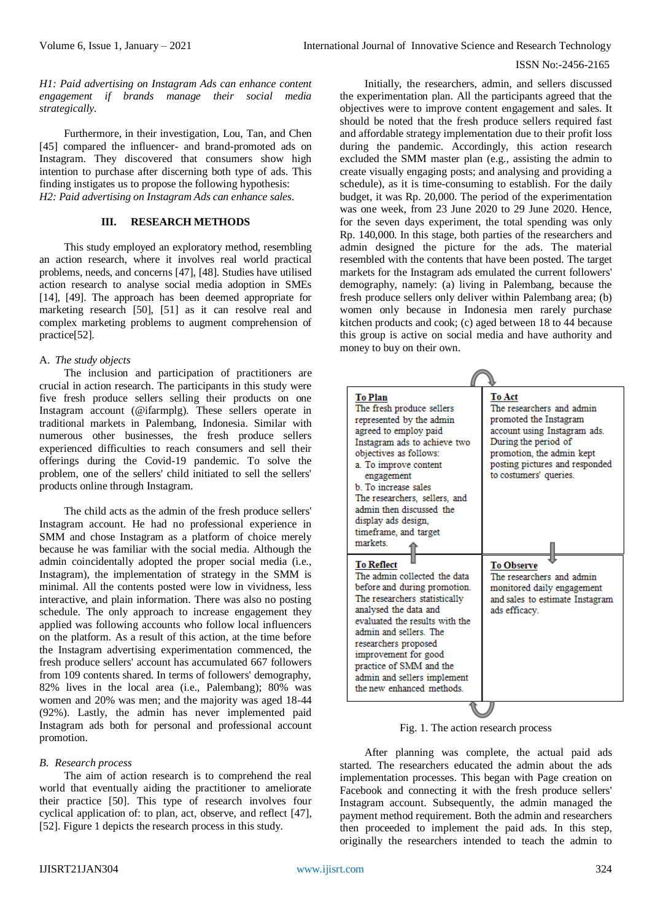*H1: Paid advertising on Instagram Ads can enhance content engagement if brands manage their social media strategically.*

Furthermore, in their investigation, Lou, Tan, and Chen [45] compared the influencer- and brand-promoted ads on Instagram. They discovered that consumers show high intention to purchase after discerning both type of ads. This finding instigates us to propose the following hypothesis:
*H2: Paid advertising on Instagram Ads can enhance sales.*

## III. RESEARCH METHODS

This study employed an exploratory method, resembling an action research, where it involves real world practical problems, needs, and concerns [47], [48]. Studies have utilised action research to analyse social media adoption in SMEs [14], [49]. The approach has been deemed appropriate for marketing research [50], [51] as it can resolve real and complex marketing problems to augment comprehension of practice[52].

### A. *The study objects*

The inclusion and participation of practitioners are crucial in action research. The participants in this study were five fresh produce sellers selling their products on one Instagram account (@ifarmplg). These sellers operate in traditional markets in Palembang, Indonesia. Similar with numerous other businesses, the fresh produce sellers experienced difficulties to reach consumers and sell their offerings during the Covid-19 pandemic. To solve the problem, one of the sellers' child initiated to sell the sellers' products online through Instagram.

The child acts as the admin of the fresh produce sellers' Instagram account. He had no professional experience in SMM and chose Instagram as a platform of choice merely because he was familiar with the social media. Although the admin coincidentally adopted the proper social media (i.e., Instagram), the implementation of strategy in the SMM is minimal. All the contents posted were low in vividness, less interactive, and plain information. There was also no posting schedule. The only approach to increase engagement they applied was following accounts who follow local influencers on the platform. As a result of this action, at the time before the Instagram advertising experimentation commenced, the fresh produce sellers' account has accumulated 667 followers from 109 contents shared. In terms of followers' demography, 82% lives in the local area (i.e., Palembang); 80% was women and 20% was men; and the majority was aged 18-44 (92%). Lastly, the admin has never implemented paid Instagram ads both for personal and professional account promotion.

### B. *Research process*

The aim of action research is to comprehend the real world that eventually aiding the practitioner to ameliorate their practice [50]. This type of research involves four cyclical application of: to plan, act, observe, and reflect [47], [52]. Figure 1 depicts the research process in this study.

Initially, the researchers, admin, and sellers discussed the experimentation plan. All the participants agreed that the objectives were to improve content engagement and sales. It should be noted that the fresh produce sellers required fast and affordable strategy implementation due to their profit loss during the pandemic. Accordingly, this action research excluded the SMM master plan (e.g., assisting the admin to create visually engaging posts; and analysing and providing a schedule), as it is time-consuming to establish. For the daily budget, it was Rp. 20,000. The period of the experimentation was one week, from 23 June 2020 to 29 June 2020. Hence, for the seven days experiment, the total spending was only Rp. 140,000. In this stage, both parties of the researchers and admin designed the picture for the ads. The material resembled with the contents that have been posted. The target markets for the Instagram ads emulated the current followers' demography, namely: (a) living in Palembang, because the fresh produce sellers only deliver within Palembang area; (b) women only because in Indonesia men rarely purchase kitchen products and cook; (c) aged between 18 to 44 because this group is active on social media and have authority and money to buy on their own.

| **To Plan** | **To Act** |
|---|---|
| The fresh produce sellers represented by the admin agreed to employ paid Instagram ads to achieve two objectives as follows: a. To improve content engagement b. To increase sales The researchers, sellers, and admin then discussed the display ads design, timeframe, and target markets. | The researchers and admin promoted the Instagram account using Instagram ads. During the period of promotion, the admin kept posting pictures and responded to costumers' queries. |
| **To Reflect** | **To Observe** |
| The admin collected the data before and during promotion. The researchers statistically analysed the data and evaluated the results with the admin and sellers. The researchers proposed improvement for good practice of SMM and the admin and sellers implement the new enhanced methods. | The researchers and admin monitored daily engagement and sales to estimate Instagram ads efficacy. |

Fig. 1. The action research process

After planning was complete, the actual paid ads started. The researchers educated the admin about the ads implementation processes. This began with Page creation on Facebook and connecting it with the fresh produce sellers' Instagram account. Subsequently, the admin managed the payment method requirement. Both the admin and researchers then proceeded to implement the paid ads. In this step, originally the researchers intended to teach the admin to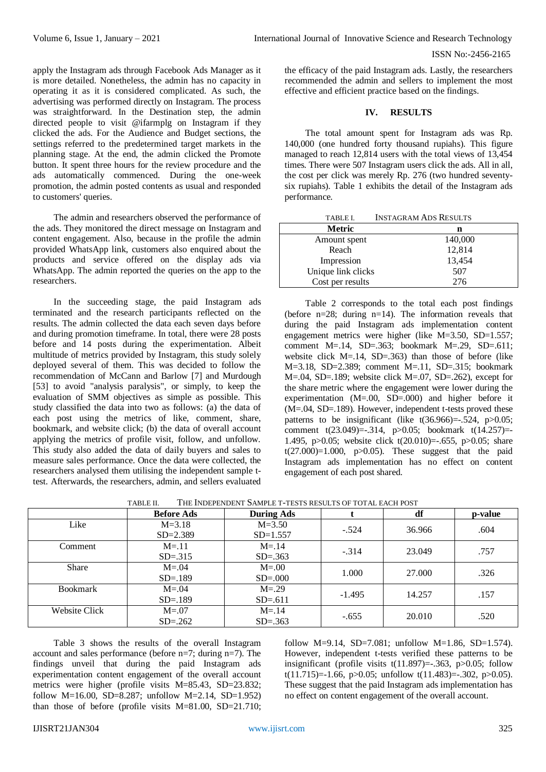apply the Instagram ads through Facebook Ads Manager as it is more detailed. Nonetheless, the admin has no capacity in operating it as it is considered complicated. As such, the advertising was performed directly on Instagram. The process was straightforward. In the Destination step, the admin directed people to visit @ifarmplg on Instagram if they clicked the ads. For the Audience and Budget sections, the settings referred to the predetermined target markets in the planning stage. At the end, the admin clicked the Promote button. It spent three hours for the review procedure and the ads automatically commenced. During the one-week promotion, the admin posted contents as usual and responded to customers' queries.

The admin and researchers observed the performance of the ads. They monitored the direct message on Instagram and content engagement. Also, because in the profile the admin provided WhatsApp link, customers also enquired about the products and service offered on the display ads via WhatsApp. The admin reported the queries on the app to the researchers.

In the succeeding stage, the paid Instagram ads terminated and the research participants reflected on the results. The admin collected the data each seven days before and during promotion timeframe. In total, there were 28 posts before and 14 posts during the experimentation. Albeit multitude of metrics provided by Instagram, this study solely deployed several of them. This was decided to follow the recommendation of McCann and Barlow [7] and Murdough [53] to avoid "analysis paralysis", or simply, to keep the evaluation of SMM objectives as simple as possible. This study classified the data into two as follows: (a) the data of each post using the metrics of like, comment, share, bookmark, and website click; (b) the data of overall account applying the metrics of profile visit, follow, and unfollow. This study also added the data of daily buyers and sales to measure sales performance. Once the data were collected, the researchers analysed them utilising the independent sample t-test. Afterwards, the researchers, admin, and sellers evaluated the efficacy of the paid Instagram ads. Lastly, the researchers recommended the admin and sellers to implement the most effective and efficient practice based on the findings.

## IV. RESULTS

The total amount spent for Instagram ads was Rp. 140,000 (one hundred forty thousand rupiahs). This figure managed to reach 12,814 users with the total views of 13,454 times. There were 507 Instagram users click the ads. All in all, the cost per click was merely Rp. 276 (two hundred seventy-six rupiahs). Table 1 exhibits the detail of the Instagram ads performance.

TABLE I. INSTAGRAM ADS RESULTS

| Metric | n |
|---|---|
| Amount spent | 140,000 |
| Reach | 12,814 |
| Impression | 13,454 |
| Unique link clicks | 507 |
| Cost per results | 276 |

Table 2 corresponds to the total each post findings (before n=28; during n=14). The information reveals that during the paid Instagram ads implementation content engagement metrics were higher (like M=3.50, SD=1.557; comment M=.14, SD=.363; bookmark M=.29, SD=.611; website click M=.14, SD=.363) than those of before (like M=3.18, SD=2.389; comment M=.11, SD=.315; bookmark M=.04, SD=.189; website click M=.07, SD=.262), except for the share metric where the engagement were lower during the experimentation (M=.00, SD=.000) and higher before it (M=.04, SD=.189). However, independent t-tests proved these patterns to be insignificant (like $t(36.966)=-.524$, $p>0.05$; comment $t(23.049)=-.314$, $p>0.05$; bookmark $t(14.257)=-1.495$, $p>0.05$; website click $t(20.010)=-.655$, $p>0.05$; share $t(27.000)=1.000$, $p>0.05$). These suggest that the paid Instagram ads implementation has no effect on content engagement of each post shared.

TABLE II. THE INDEPENDENT SAMPLE T-TESTS RESULTS OF TOTAL EACH POST

| | Before Ads | During Ads | t | df | p-value |
|---|---|---|---|---|---|
| Like | M=3.18 SD=2.389 | M=3.50 SD=1.557 | -.524 | 36.966 | .604 |
| Comment | M=.11 SD=.315 | M=.14 SD=.363 | -.314 | 23.049 | .757 |
| Share | M=.04 SD=.189 | M=.00 SD=.000 | 1.000 | 27.000 | .326 |
| Bookmark | M=.04 SD=.189 | M=.29 SD=.611 | -1.495 | 14.257 | .157 |
| Website Click | M=.07 SD=.262 | M=.14 SD=.363 | -.655 | 20.010 | .520 |

Table 3 shows the results of the overall Instagram account and sales performance (before n=7; during n=7). The findings unveil that during the paid Instagram ads experimentation content engagement of the overall account metrics were higher (profile visits M=85.43, SD=23.832; follow M=16.00, SD=8.287; unfollow M=2.14, SD=1.952) than those of before (profile visits M=81.00, SD=21.710; follow M=9.14, SD=7.081; unfollow M=1.86, SD=1.574). However, independent t-tests verified these patterns to be insignificant (profile visits $t(11.897)=-.363$, $p>0.05$; follow $t(11.715)=-1.66$, $p>0.05$; unfollow $t(11.483)=-.302$, $p>0.05$). These suggest that the paid Instagram ads implementation has no effect on content engagement of the overall account.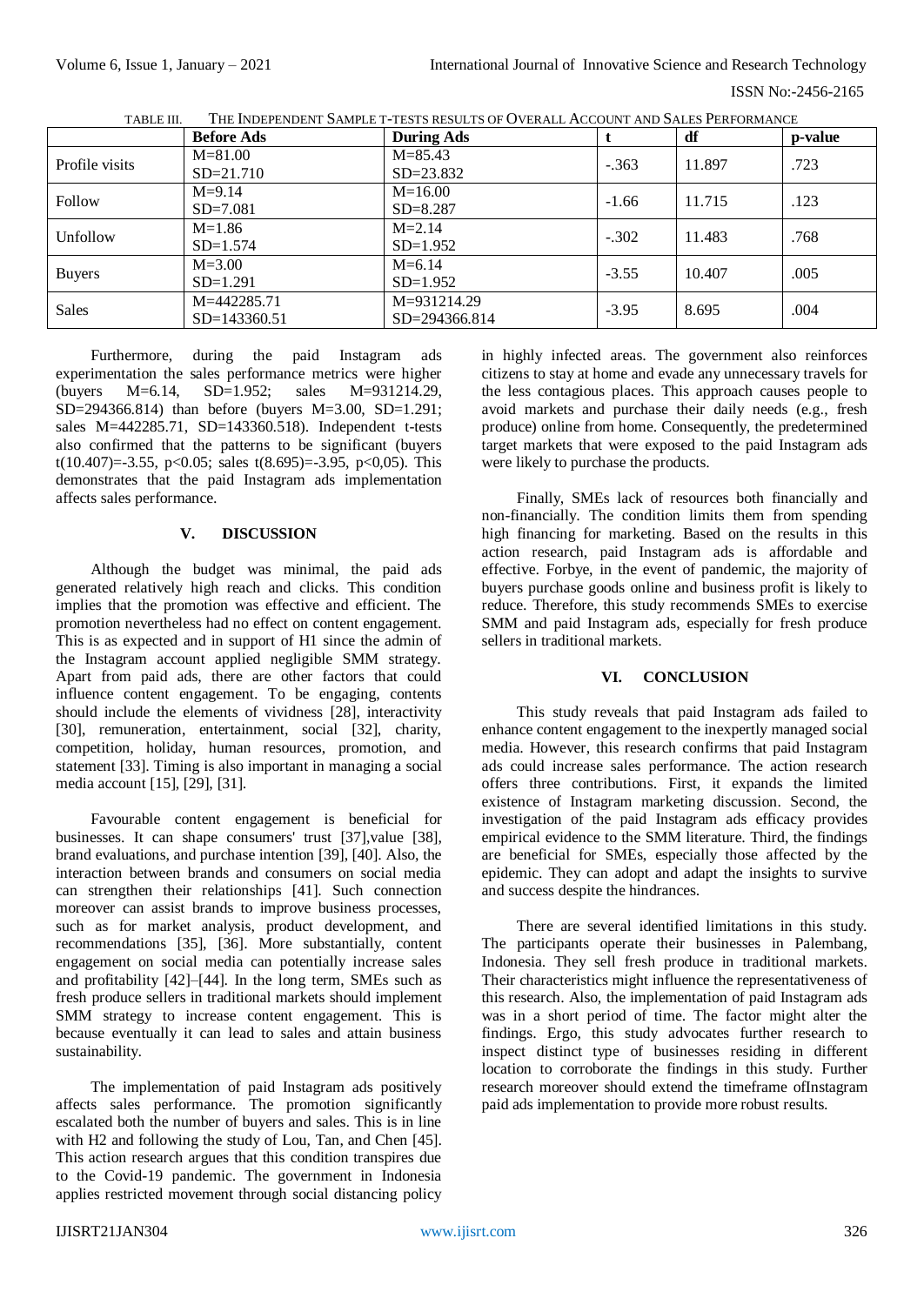TABLE III. THE INDEPENDENT SAMPLE T-TESTS RESULTS OF OVERALL ACCOUNT AND SALES PERFORMANCE

| | Before Ads | During Ads | t | df | p-value |
|---|---|---|---|---|---|
| Profile visits | M=81.00 SD=21.710 | M=85.43 SD=23.832 | -.363 | 11.897 | .723 |
| Follow | M=9.14 SD=7.081 | M=16.00 SD=8.287 | -1.66 | 11.715 | .123 |
| Unfollow | M=1.86 SD=1.574 | M=2.14 SD=1.952 | -.302 | 11.483 | .768 |
| Buyers | M=3.00 SD=1.291 | M=6.14 SD=1.952 | -3.55 | 10.407 | .005 |
| Sales | M=442285.71 SD=143360.51 | M=931214.29 SD=294366.814 | -3.95 | 8.695 | .004 |

Furthermore, during the paid Instagram ads experimentation the sales performance metrics were higher (buyers M=6.14, SD=1.952; sales M=931214.29, SD=294366.814) than before (buyers M=3.00, SD=1.291; sales M=442285.71, SD=143360.518). Independent t-tests also confirmed that the patterns to be significant (buyers $t(10.407)=-3.55$, $p<0.05$; sales $t(8.695)=-3.95$, $p<0{,}05$). This demonstrates that the paid Instagram ads implementation affects sales performance.

## V. DISCUSSION

Although the budget was minimal, the paid ads generated relatively high reach and clicks. This condition implies that the promotion was effective and efficient. The promotion nevertheless had no effect on content engagement. This is as expected and in support of H1 since the admin of the Instagram account applied negligible SMM strategy. Apart from paid ads, there are other factors that could influence content engagement. To be engaging, contents should include the elements of vividness [28], interactivity [30], remuneration, entertainment, social [32], charity, competition, holiday, human resources, promotion, and statement [33]. Timing is also important in managing a social media account [15], [29], [31].

Favourable content engagement is beneficial for businesses. It can shape consumers' trust [37],value [38], brand evaluations, and purchase intention [39], [40]. Also, the interaction between brands and consumers on social media can strengthen their relationships [41]. Such connection moreover can assist brands to improve business processes, such as for market analysis, product development, and recommendations [35], [36]. More substantially, content engagement on social media can potentially increase sales and profitability [42]–[44]. In the long term, SMEs such as fresh produce sellers in traditional markets should implement SMM strategy to increase content engagement. This is because eventually it can lead to sales and attain business sustainability.

The implementation of paid Instagram ads positively affects sales performance. The promotion significantly escalated both the number of buyers and sales. This is in line with H2 and following the study of Lou, Tan, and Chen [45]. This action research argues that this condition transpires due to the Covid-19 pandemic. The government in Indonesia applies restricted movement through social distancing policy in highly infected areas. The government also reinforces citizens to stay at home and evade any unnecessary travels for the less contagious places. This approach causes people to avoid markets and purchase their daily needs (e.g., fresh produce) online from home. Consequently, the predetermined target markets that were exposed to the paid Instagram ads were likely to purchase the products.

Finally, SMEs lack of resources both financially and non-financially. The condition limits them from spending high financing for marketing. Based on the results in this action research, paid Instagram ads is affordable and effective. Forbye, in the event of pandemic, the majority of buyers purchase goods online and business profit is likely to reduce. Therefore, this study recommends SMEs to exercise SMM and paid Instagram ads, especially for fresh produce sellers in traditional markets.

## VI. CONCLUSION

This study reveals that paid Instagram ads failed to enhance content engagement to the inexpertly managed social media. However, this research confirms that paid Instagram ads could increase sales performance. The action research offers three contributions. First, it expands the limited existence of Instagram marketing discussion. Second, the investigation of the paid Instagram ads efficacy provides empirical evidence to the SMM literature. Third, the findings are beneficial for SMEs, especially those affected by the epidemic. They can adopt and adapt the insights to survive and success despite the hindrances.

There are several identified limitations in this study. The participants operate their businesses in Palembang, Indonesia. They sell fresh produce in traditional markets. Their characteristics might influence the representativeness of this research. Also, the implementation of paid Instagram ads was in a short period of time. The factor might alter the findings. Ergo, this study advocates further research to inspect distinct type of businesses residing in different location to corroborate the findings in this study. Further research moreover should extend the timeframe ofInstagram paid ads implementation to provide more robust results.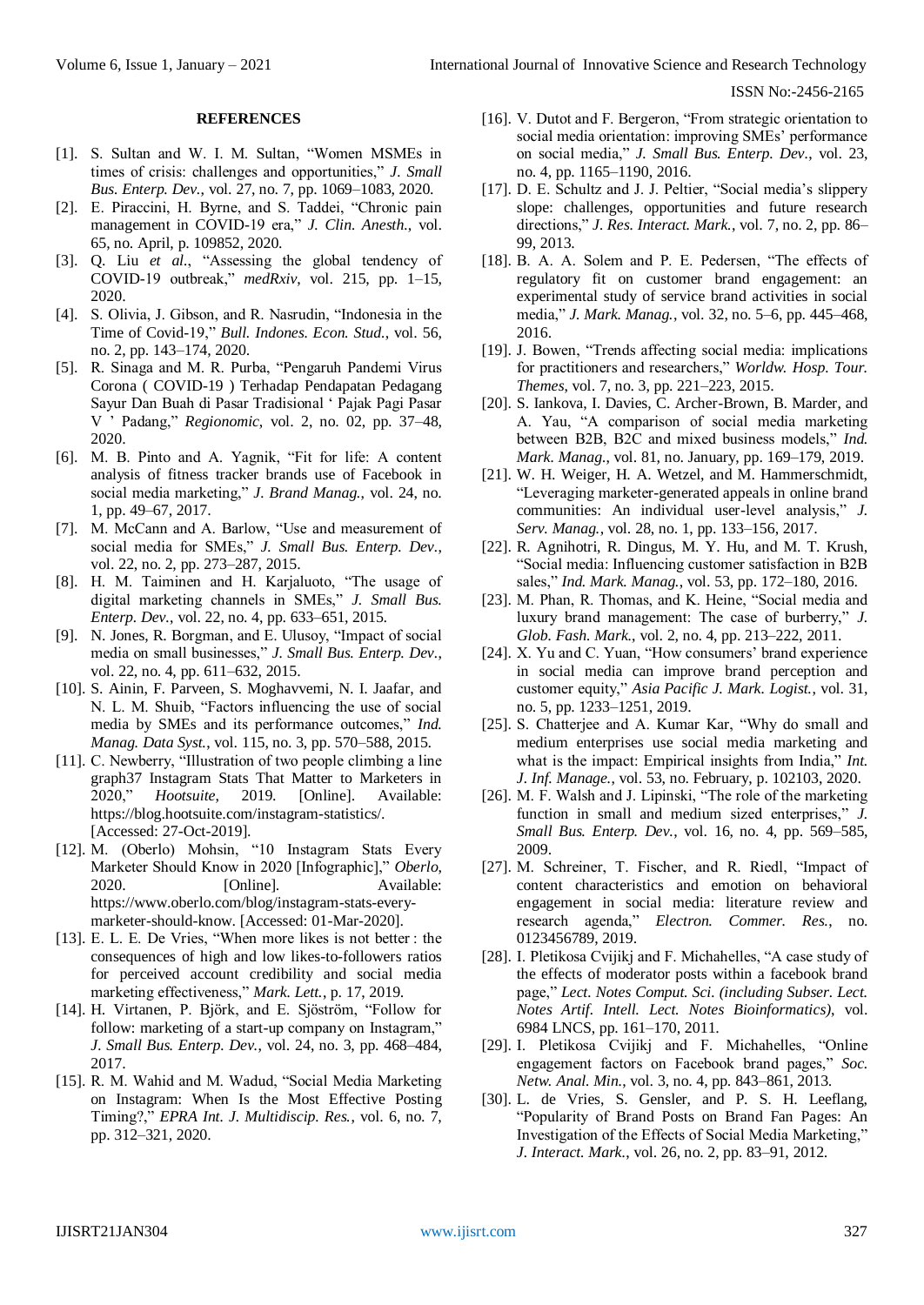## REFERENCES

[1]. S. Sultan and W. I. M. Sultan, "Women MSMEs in times of crisis: challenges and opportunities," *J. Small Bus. Enterp. Dev.*, vol. 27, no. 7, pp. 1069–1083, 2020.

[2]. E. Piraccini, H. Byrne, and S. Taddei, "Chronic pain management in COVID-19 era," *J. Clin. Anesth.*, vol. 65, no. April, p. 109852, 2020.

[3]. Q. Liu *et al.*, "Assessing the global tendency of COVID-19 outbreak," *medRxiv*, vol. 215, pp. 1–15, 2020.

[4]. S. Olivia, J. Gibson, and R. Nasrudin, "Indonesia in the Time of Covid-19," *Bull. Indones. Econ. Stud.*, vol. 56, no. 2, pp. 143–174, 2020.

[5]. R. Sinaga and M. R. Purba, "Pengaruh Pandemi Virus Corona ( COVID-19 ) Terhadap Pendapatan Pedagang Sayur Dan Buah di Pasar Tradisional ' Pajak Pagi Pasar V ' Padang," *Regionomic*, vol. 2, no. 02, pp. 37–48, 2020.

[6]. M. B. Pinto and A. Yagnik, "Fit for life: A content analysis of fitness tracker brands use of Facebook in social media marketing," *J. Brand Manag.*, vol. 24, no. 1, pp. 49–67, 2017.

[7]. M. McCann and A. Barlow, "Use and measurement of social media for SMEs," *J. Small Bus. Enterp. Dev.*, vol. 22, no. 2, pp. 273–287, 2015.

[8]. H. M. Taiminen and H. Karjaluoto, "The usage of digital marketing channels in SMEs," *J. Small Bus. Enterp. Dev.*, vol. 22, no. 4, pp. 633–651, 2015.

[9]. N. Jones, R. Borgman, and E. Ulusoy, "Impact of social media on small businesses," *J. Small Bus. Enterp. Dev.*, vol. 22, no. 4, pp. 611–632, 2015.

[10]. S. Ainin, F. Parveen, S. Moghavvemi, N. I. Jaafar, and N. L. M. Shuib, "Factors influencing the use of social media by SMEs and its performance outcomes," *Ind. Manag. Data Syst.*, vol. 115, no. 3, pp. 570–588, 2015.

[11]. C. Newberry, "Illustration of two people climbing a line graph37 Instagram Stats That Matter to Marketers in 2020," *Hootsuite*, 2019. [Online]. Available: https://blog.hootsuite.com/instagram-statistics/. [Accessed: 27-Oct-2019].

[12]. M. (Oberlo) Mohsin, "10 Instagram Stats Every Marketer Should Know in 2020 [Infographic]," *Oberlo*, 2020. [Online]. Available: https://www.oberlo.com/blog/instagram-stats-every-marketer-should-know. [Accessed: 01-Mar-2020].

[13]. E. L. E. De Vries, "When more likes is not better : the consequences of high and low likes-to-followers ratios for perceived account credibility and social media marketing effectiveness," *Mark. Lett.*, p. 17, 2019.

[14]. H. Virtanen, P. Björk, and E. Sjöström, "Follow for follow: marketing of a start-up company on Instagram," *J. Small Bus. Enterp. Dev.*, vol. 24, no. 3, pp. 468–484, 2017.

[15]. R. M. Wahid and M. Wadud, "Social Media Marketing on Instagram: When Is the Most Effective Posting Timing?," *EPRA Int. J. Multidiscip. Res.*, vol. 6, no. 7, pp. 312–321, 2020.

[16]. V. Dutot and F. Bergeron, "From strategic orientation to social media orientation: improving SMEs' performance on social media," *J. Small Bus. Enterp. Dev.*, vol. 23, no. 4, pp. 1165–1190, 2016.

[17]. D. E. Schultz and J. J. Peltier, "Social media's slippery slope: challenges, opportunities and future research directions," *J. Res. Interact. Mark.*, vol. 7, no. 2, pp. 86–99, 2013.

[18]. B. A. A. Solem and P. E. Pedersen, "The effects of regulatory fit on customer brand engagement: an experimental study of service brand activities in social media," *J. Mark. Manag.*, vol. 32, no. 5–6, pp. 445–468, 2016.

[19]. J. Bowen, "Trends affecting social media: implications for practitioners and researchers," *Worldw. Hosp. Tour. Themes*, vol. 7, no. 3, pp. 221–223, 2015.

[20]. S. Iankova, I. Davies, C. Archer-Brown, B. Marder, and A. Yau, "A comparison of social media marketing between B2B, B2C and mixed business models," *Ind. Mark. Manag.*, vol. 81, no. January, pp. 169–179, 2019.

[21]. W. H. Weiger, H. A. Wetzel, and M. Hammerschmidt, "Leveraging marketer-generated appeals in online brand communities: An individual user-level analysis," *J. Serv. Manag.*, vol. 28, no. 1, pp. 133–156, 2017.

[22]. R. Agnihotri, R. Dingus, M. Y. Hu, and M. T. Krush, "Social media: Influencing customer satisfaction in B2B sales," *Ind. Mark. Manag.*, vol. 53, pp. 172–180, 2016.

[23]. M. Phan, R. Thomas, and K. Heine, "Social media and luxury brand management: The case of burberry," *J. Glob. Fash. Mark.*, vol. 2, no. 4, pp. 213–222, 2011.

[24]. X. Yu and C. Yuan, "How consumers' brand experience in social media can improve brand perception and customer equity," *Asia Pacific J. Mark. Logist.*, vol. 31, no. 5, pp. 1233–1251, 2019.

[25]. S. Chatterjee and A. Kumar Kar, "Why do small and medium enterprises use social media marketing and what is the impact: Empirical insights from India," *Int. J. Inf. Manage.*, vol. 53, no. February, p. 102103, 2020.

[26]. M. F. Walsh and J. Lipinski, "The role of the marketing function in small and medium sized enterprises," *J. Small Bus. Enterp. Dev.*, vol. 16, no. 4, pp. 569–585, 2009.

[27]. M. Schreiner, T. Fischer, and R. Riedl, "Impact of content characteristics and emotion on behavioral engagement in social media: literature review and research agenda," *Electron. Commer. Res.*, no. 0123456789, 2019.

[28]. I. Pletikosa Cvijikj and F. Michahelles, "A case study of the effects of moderator posts within a facebook brand page," *Lect. Notes Comput. Sci. (including Subser. Lect. Notes Artif. Intell. Lect. Notes Bioinformatics)*, vol. 6984 LNCS, pp. 161–170, 2011.

[29]. I. Pletikosa Cvijikj and F. Michahelles, "Online engagement factors on Facebook brand pages," *Soc. Netw. Anal. Min.*, vol. 3, no. 4, pp. 843–861, 2013.

[30]. L. de Vries, S. Gensler, and P. S. H. Leeflang, "Popularity of Brand Posts on Brand Fan Pages: An Investigation of the Effects of Social Media Marketing," *J. Interact. Mark.*, vol. 26, no. 2, pp. 83–91, 2012.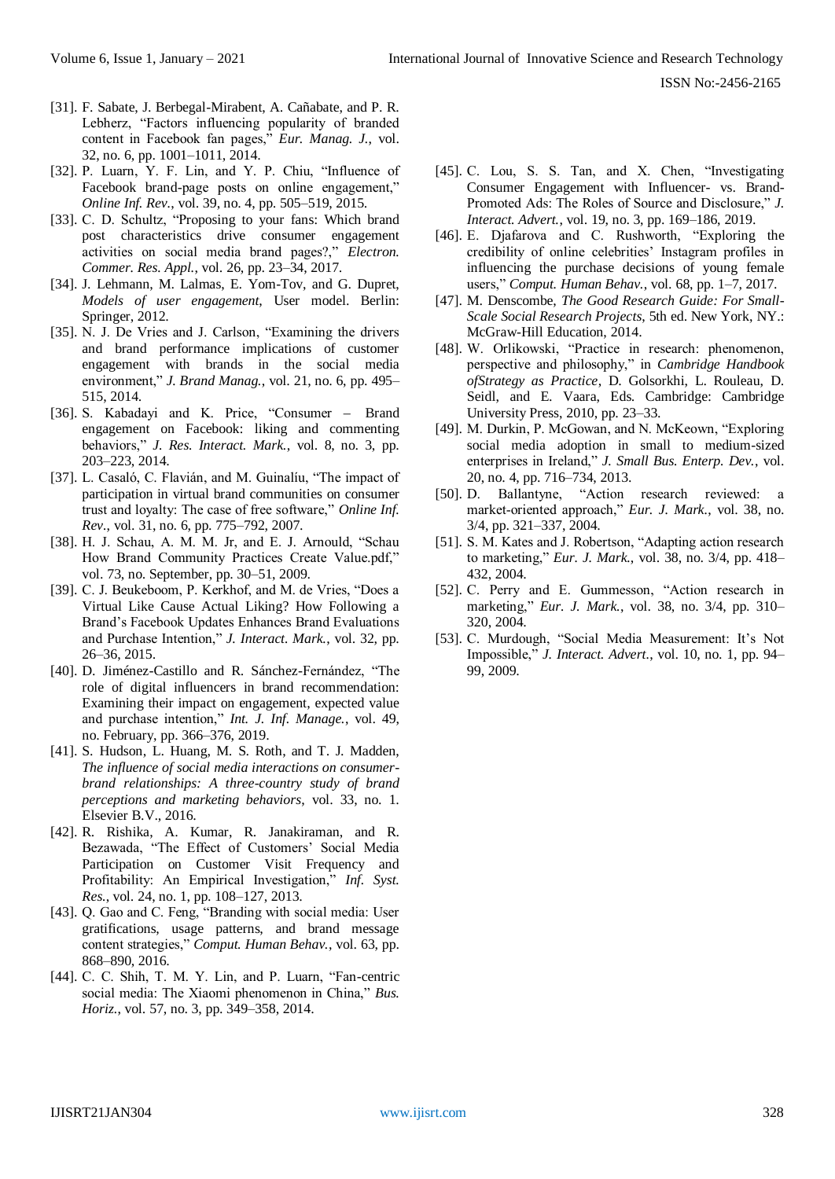[31]. F. Sabate, J. Berbegal-Mirabent, A. Cañabate, and P. R. Lebherz, "Factors influencing popularity of branded content in Facebook fan pages," *Eur. Manag. J.*, vol. 32, no. 6, pp. 1001–1011, 2014.

[32]. P. Luarn, Y. F. Lin, and Y. P. Chiu, "Influence of Facebook brand-page posts on online engagement," *Online Inf. Rev.*, vol. 39, no. 4, pp. 505–519, 2015.

[33]. C. D. Schultz, "Proposing to your fans: Which brand post characteristics drive consumer engagement activities on social media brand pages?," *Electron. Commer. Res. Appl.*, vol. 26, pp. 23–34, 2017.

[34]. J. Lehmann, M. Lalmas, E. Yom-Tov, and G. Dupret, *Models of user engagement*, User model. Berlin: Springer, 2012.

[35]. N. J. De Vries and J. Carlson, "Examining the drivers and brand performance implications of customer engagement with brands in the social media environment," *J. Brand Manag.*, vol. 21, no. 6, pp. 495–515, 2014.

[36]. S. Kabadayi and K. Price, "Consumer – Brand engagement on Facebook: liking and commenting behaviors," *J. Res. Interact. Mark.*, vol. 8, no. 3, pp. 203–223, 2014.

[37]. L. Casaló, C. Flavián, and M. Guinalíu, "The impact of participation in virtual brand communities on consumer trust and loyalty: The case of free software," *Online Inf. Rev.*, vol. 31, no. 6, pp. 775–792, 2007.

[38]. H. J. Schau, A. M. M. Jr, and E. J. Arnould, "Schau How Brand Community Practices Create Value.pdf," vol. 73, no. September, pp. 30–51, 2009.

[39]. C. J. Beukeboom, P. Kerkhof, and M. de Vries, "Does a Virtual Like Cause Actual Liking? How Following a Brand's Facebook Updates Enhances Brand Evaluations and Purchase Intention," *J. Interact. Mark.*, vol. 32, pp. 26–36, 2015.

[40]. D. Jiménez-Castillo and R. Sánchez-Fernández, "The role of digital influencers in brand recommendation: Examining their impact on engagement, expected value and purchase intention," *Int. J. Inf. Manage.*, vol. 49, no. February, pp. 366–376, 2019.

[41]. S. Hudson, L. Huang, M. S. Roth, and T. J. Madden, *The influence of social media interactions on consumer-brand relationships: A three-country study of brand perceptions and marketing behaviors*, vol. 33, no. 1. Elsevier B.V., 2016.

[42]. R. Rishika, A. Kumar, R. Janakiraman, and R. Bezawada, "The Effect of Customers' Social Media Participation on Customer Visit Frequency and Profitability: An Empirical Investigation," *Inf. Syst. Res.*, vol. 24, no. 1, pp. 108–127, 2013.

[43]. Q. Gao and C. Feng, "Branding with social media: User gratifications, usage patterns, and brand message content strategies," *Comput. Human Behav.*, vol. 63, pp. 868–890, 2016.

[44]. C. C. Shih, T. M. Y. Lin, and P. Luarn, "Fan-centric social media: The Xiaomi phenomenon in China," *Bus. Horiz.*, vol. 57, no. 3, pp. 349–358, 2014.

[45]. C. Lou, S. S. Tan, and X. Chen, "Investigating Consumer Engagement with Influencer- vs. Brand-Promoted Ads: The Roles of Source and Disclosure," *J. Interact. Advert.*, vol. 19, no. 3, pp. 169–186, 2019.

[46]. E. Djafarova and C. Rushworth, "Exploring the credibility of online celebrities' Instagram profiles in influencing the purchase decisions of young female users," *Comput. Human Behav.*, vol. 68, pp. 1–7, 2017.

[47]. M. Denscombe, *The Good Research Guide: For Small-Scale Social Research Projects*, 5th ed. New York, NY.: McGraw-Hill Education, 2014.

[48]. W. Orlikowski, "Practice in research: phenomenon, perspective and philosophy," in *Cambridge Handbook ofStrategy as Practice*, D. Golsorkhi, L. Rouleau, D. Seidl, and E. Vaara, Eds. Cambridge: Cambridge University Press, 2010, pp. 23–33.

[49]. M. Durkin, P. McGowan, and N. McKeown, "Exploring social media adoption in small to medium-sized enterprises in Ireland," *J. Small Bus. Enterp. Dev.*, vol. 20, no. 4, pp. 716–734, 2013.

[50]. D. Ballantyne, "Action research reviewed: a market-oriented approach," *Eur. J. Mark.*, vol. 38, no. 3/4, pp. 321–337, 2004.

[51]. S. M. Kates and J. Robertson, "Adapting action research to marketing," *Eur. J. Mark.*, vol. 38, no. 3/4, pp. 418–432, 2004.

[52]. C. Perry and E. Gummesson, "Action research in marketing," *Eur. J. Mark.*, vol. 38, no. 3/4, pp. 310–320, 2004.

[53]. C. Murdough, "Social Media Measurement: It's Not Impossible," *J. Interact. Advert.*, vol. 10, no. 1, pp. 94–99, 2009.